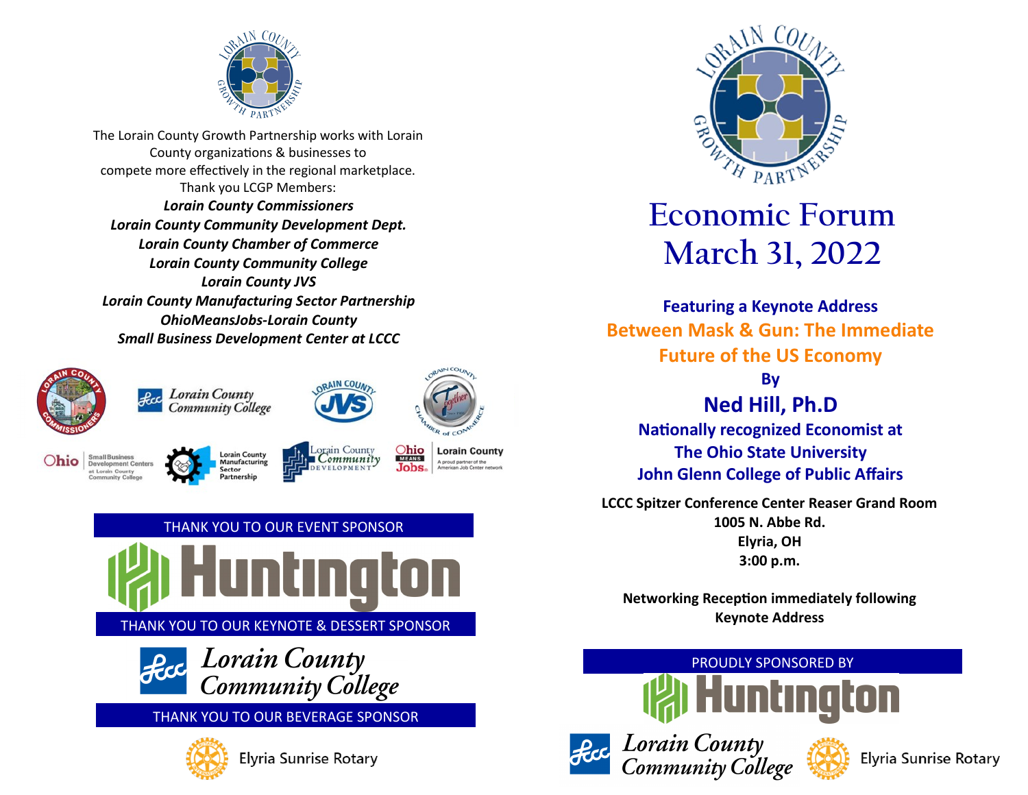The Lorain County Growth Partnership works with Lorain County organizations & businesses to compete more effectively in the regional marketplace.

Thank you LCGP Members:

***Lorain County Commissioners***
***Lorain County Community Development Dept.***
***Lorain County Chamber of Commerce***
***Lorain County Community College***
***Lorain County JVS***
***Lorain County Manufacturing Sector Partnership***
***OhioMeansJobs-Lorain County***
***Small Business Development Center at LCCC***

THANK YOU TO OUR EVENT SPONSOR

Huntington

THANK YOU TO OUR KEYNOTE & DESSERT SPONSOR

Lorain County Community College

THANK YOU TO OUR BEVERAGE SPONSOR

Elyria Sunrise Rotary

# Economic Forum
# March 31, 2022

**Featuring a Keynote Address**

**Between Mask & Gun: The Immediate Future of the US Economy**

**By**

## Ned Hill, Ph.D

**Nationally recognized Economist at**
**The Ohio State University**
**John Glenn College of Public Affairs**

**LCCC Spitzer Conference Center Reaser Grand Room**
**1005 N. Abbe Rd.**
**Elyria, OH**
**3:00 p.m.**

**Networking Reception immediately following Keynote Address**

PROUDLY SPONSORED BY

Huntington

Lorain County Community College

Elyria Sunrise Rotary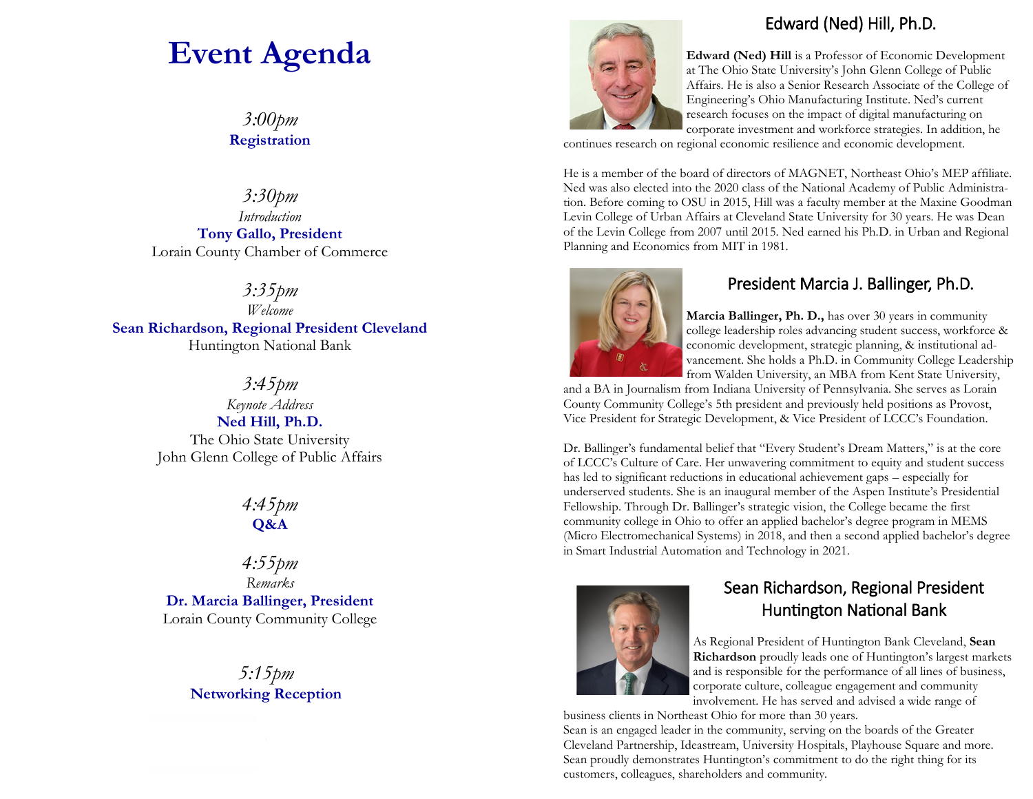# Event Agenda

*3:00pm*
**Registration**

*3:30pm*
*Introduction*
**Tony Gallo, President**
Lorain County Chamber of Commerce

*3:35pm*
*Welcome*
**Sean Richardson, Regional President Cleveland**
Huntington National Bank

*3:45pm*
*Keynote Address*
**Ned Hill, Ph.D.**
The Ohio State University
John Glenn College of Public Affairs

*4:45pm*
**Q&A**

*4:55pm*
*Remarks*
**Dr. Marcia Ballinger, President**
Lorain County Community College

*5:15pm*
**Networking Reception**

## Edward (Ned) Hill, Ph.D.

**Edward (Ned) Hill** is a Professor of Economic Development at The Ohio State University's John Glenn College of Public Affairs. He is also a Senior Research Associate of the College of Engineering's Ohio Manufacturing Institute. Ned's current research focuses on the impact of digital manufacturing on corporate investment and workforce strategies. In addition, he continues research on regional economic resilience and economic development.

He is a member of the board of directors of MAGNET, Northeast Ohio's MEP affiliate. Ned was also elected into the 2020 class of the National Academy of Public Administration. Before coming to OSU in 2015, Hill was a faculty member at the Maxine Goodman Levin College of Urban Affairs at Cleveland State University for 30 years. He was Dean of the Levin College from 2007 until 2015. Ned earned his Ph.D. in Urban and Regional Planning and Economics from MIT in 1981.

## President Marcia J. Ballinger, Ph.D.

**Marcia Ballinger, Ph. D.,** has over 30 years in community college leadership roles advancing student success, workforce & economic development, strategic planning, & institutional advancement. She holds a Ph.D. in Community College Leadership from Walden University, an MBA from Kent State University, and a BA in Journalism from Indiana University of Pennsylvania. She serves as Lorain County Community College's 5th president and previously held positions as Provost, Vice President for Strategic Development, & Vice President of LCCC's Foundation.

Dr. Ballinger's fundamental belief that "Every Student's Dream Matters," is at the core of LCCC's Culture of Care. Her unwavering commitment to equity and student success has led to significant reductions in educational achievement gaps – especially for underserved students. She is an inaugural member of the Aspen Institute's Presidential Fellowship. Through Dr. Ballinger's strategic vision, the College became the first community college in Ohio to offer an applied bachelor's degree program in MEMS (Micro Electromechanical Systems) in 2018, and then a second applied bachelor's degree in Smart Industrial Automation and Technology in 2021.

## Sean Richardson, Regional President Huntington National Bank

As Regional President of Huntington Bank Cleveland, **Sean Richardson** proudly leads one of Huntington's largest markets and is responsible for the performance of all lines of business, corporate culture, colleague engagement and community involvement. He has served and advised a wide range of business clients in Northeast Ohio for more than 30 years.
Sean is an engaged leader in the community, serving on the boards of the Greater Cleveland Partnership, Ideastream, University Hospitals, Playhouse Square and more. Sean proudly demonstrates Huntington's commitment to do the right thing for its customers, colleagues, shareholders and community.